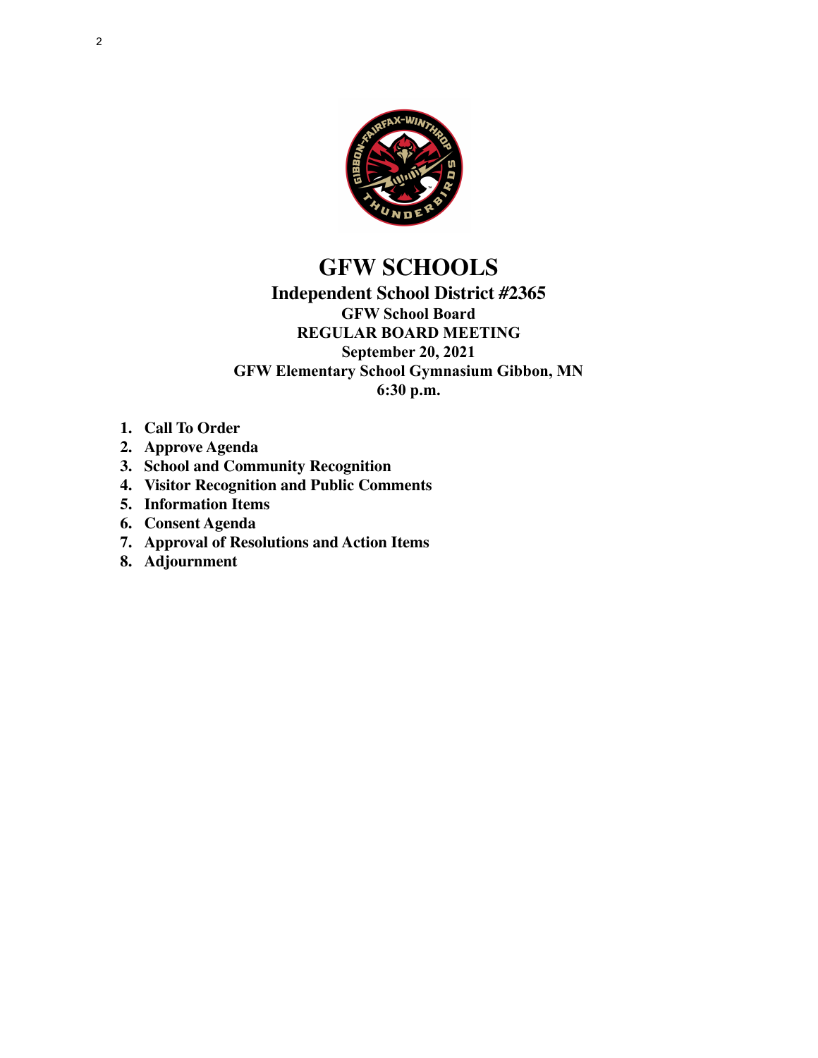# GFW SCHOOLS

## Independent School District #2365

### GFW School Board
### REGULAR BOARD MEETING
### September 20, 2021
### GFW Elementary School Gymnasium Gibbon, MN
### 6:30 p.m.

1. **Call To Order**
2. **Approve Agenda**
3. **School and Community Recognition**
4. **Visitor Recognition and Public Comments**
5. **Information Items**
6. **Consent Agenda**
7. **Approval of Resolutions and Action Items**
8. **Adjournment**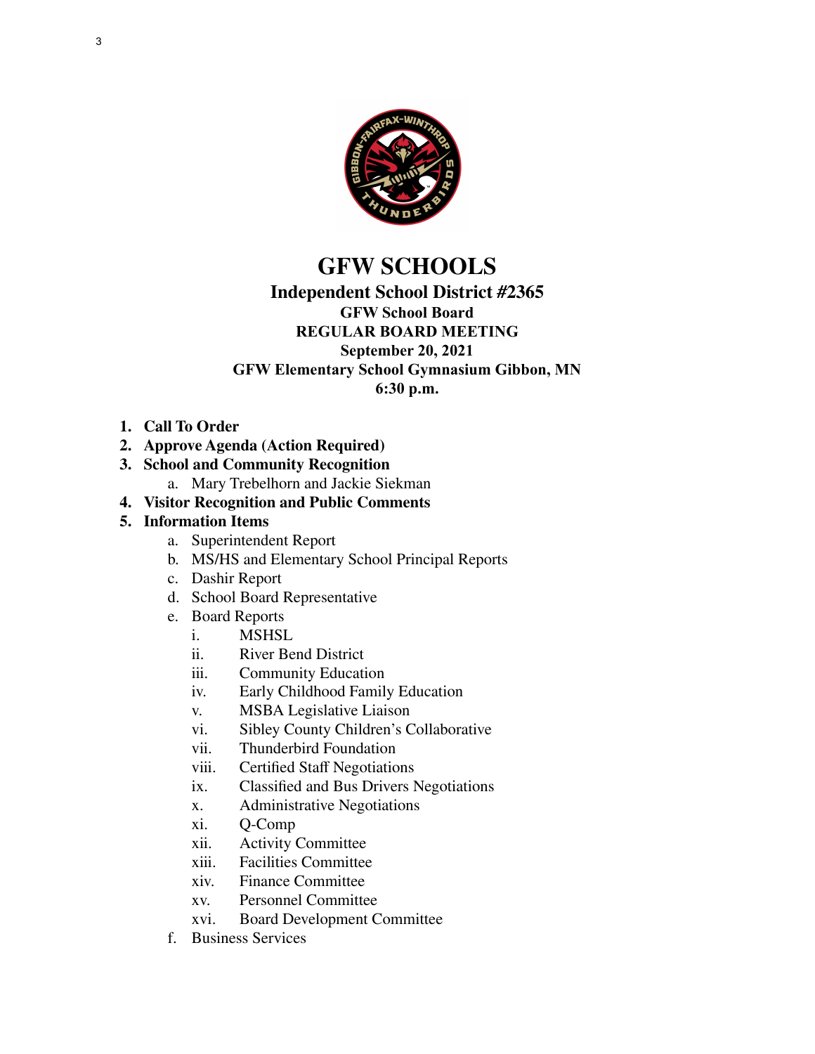# GFW SCHOOLS

## Independent School District #2365

### GFW School Board
### REGULAR BOARD MEETING
### September 20, 2021
### GFW Elementary School Gymnasium Gibbon, MN
### 6:30 p.m.

1. **Call To Order**
2. **Approve Agenda (Action Required)**
3. **School and Community Recognition**
   a. Mary Trebelhorn and Jackie Siekman
4. **Visitor Recognition and Public Comments**
5. **Information Items**
   a. Superintendent Report
   b. MS/HS and Elementary School Principal Reports
   c. Dashir Report
   d. School Board Representative
   e. Board Reports
      i. MSHSL
      ii. River Bend District
      iii. Community Education
      iv. Early Childhood Family Education
      v. MSBA Legislative Liaison
      vi. Sibley County Children's Collaborative
      vii. Thunderbird Foundation
      viii. Certified Staff Negotiations
      ix. Classified and Bus Drivers Negotiations
      x. Administrative Negotiations
      xi. Q-Comp
      xii. Activity Committee
      xiii. Facilities Committee
      xiv. Finance Committee
      xv. Personnel Committee
      xvi. Board Development Committee
   f. Business Services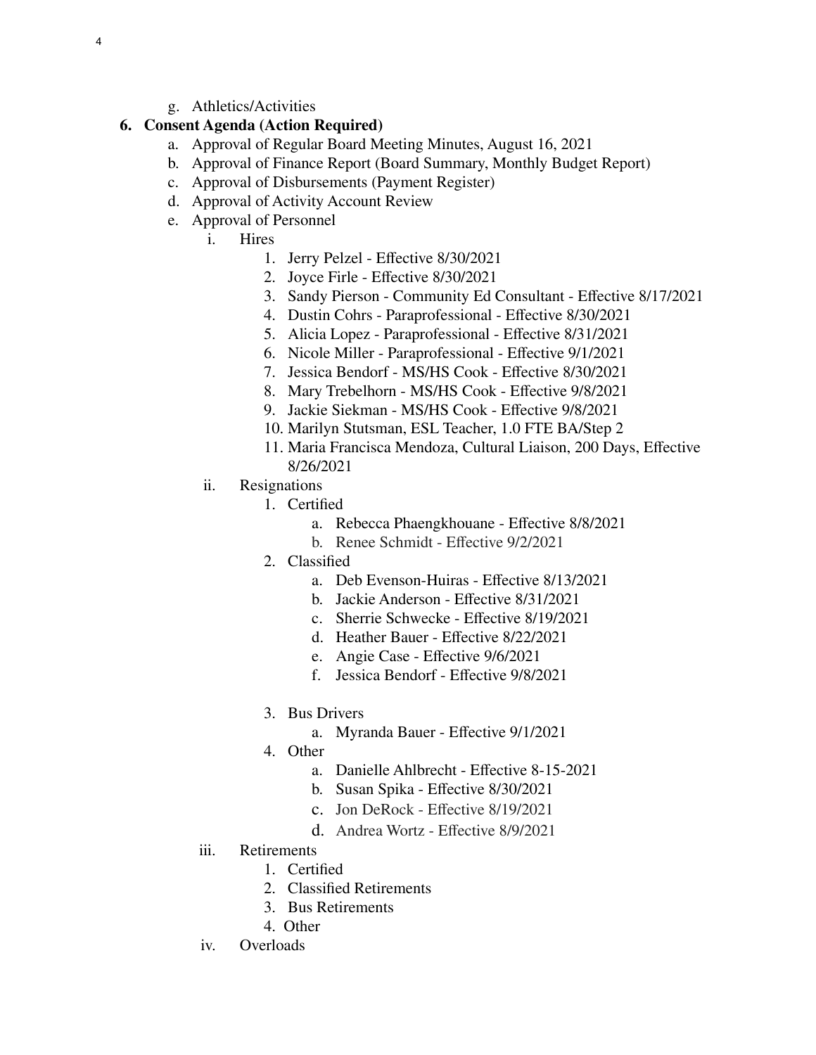g. Athletics/Activities

**6. Consent Agenda (Action Required)**

a. Approval of Regular Board Meeting Minutes, August 16, 2021
b. Approval of Finance Report (Board Summary, Monthly Budget Report)
c. Approval of Disbursements (Payment Register)
d. Approval of Activity Account Review
e. Approval of Personnel
   - i. Hires
      1. Jerry Pelzel - Effective 8/30/2021
      2. Joyce Firle - Effective 8/30/2021
      3. Sandy Pierson - Community Ed Consultant - Effective 8/17/2021
      4. Dustin Cohrs - Paraprofessional - Effective 8/30/2021
      5. Alicia Lopez - Paraprofessional - Effective 8/31/2021
      6. Nicole Miller - Paraprofessional - Effective 9/1/2021
      7. Jessica Bendorf - MS/HS Cook - Effective 8/30/2021
      8. Mary Trebelhorn - MS/HS Cook - Effective 9/8/2021
      9. Jackie Siekman - MS/HS Cook - Effective 9/8/2021
      10. Marilyn Stutsman, ESL Teacher, 1.0 FTE BA/Step 2
      11. Maria Francisca Mendoza, Cultural Liaison, 200 Days, Effective 8/26/2021
   - ii. Resignations
      1. Certified
         - a. Rebecca Phaengkhouane - Effective 8/8/2021
         - b. Renee Schmidt - Effective 9/2/2021
      2. Classified
         - a. Deb Evenson-Huiras - Effective 8/13/2021
         - b. Jackie Anderson - Effective 8/31/2021
         - c. Sherrie Schwecke - Effective 8/19/2021
         - d. Heather Bauer - Effective 8/22/2021
         - e. Angie Case - Effective 9/6/2021
         - f. Jessica Bendorf - Effective 9/8/2021
      3. Bus Drivers
         - a. Myranda Bauer - Effective 9/1/2021
      4. Other
         - a. Danielle Ahlbrecht - Effective 8-15-2021
         - b. Susan Spika - Effective 8/30/2021
         - c. Jon DeRock - Effective 8/19/2021
         - d. Andrea Wortz - Effective 8/9/2021
   - iii. Retirements
      1. Certified
      2. Classified Retirements
      3. Bus Retirements
      4. Other
   - iv. Overloads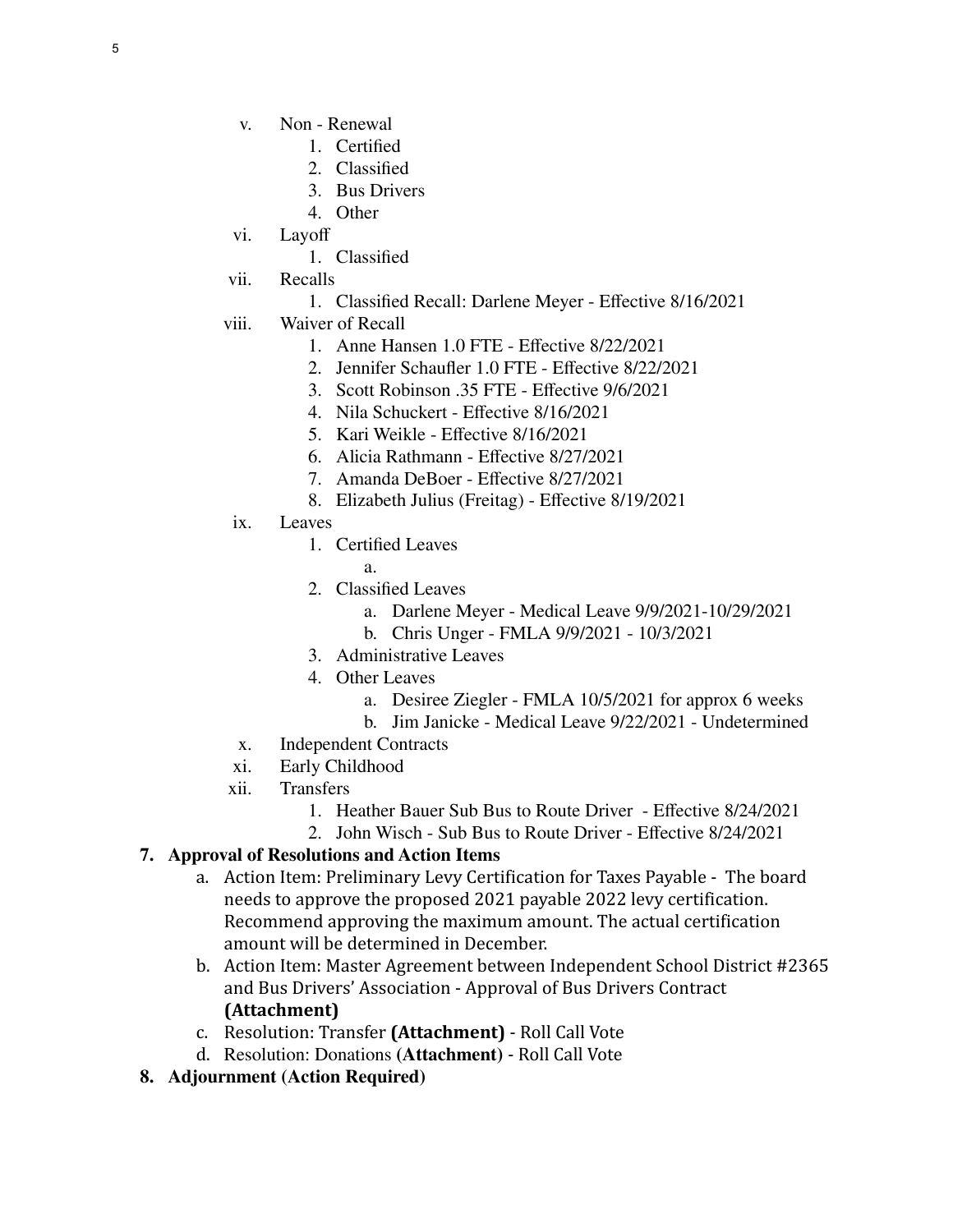- v. Non - Renewal
    1. Certified
    2. Classified
    3. Bus Drivers
    4. Other
- vi. Layoff
    1. Classified
- vii. Recalls
    1. Classified Recall: Darlene Meyer - Effective 8/16/2021
- viii. Waiver of Recall
    1. Anne Hansen 1.0 FTE - Effective 8/22/2021
    2. Jennifer Schaufler 1.0 FTE - Effective 8/22/2021
    3. Scott Robinson .35 FTE - Effective 9/6/2021
    4. Nila Schuckert - Effective 8/16/2021
    5. Kari Weikle - Effective 8/16/2021
    6. Alicia Rathmann - Effective 8/27/2021
    7. Amanda DeBoer - Effective 8/27/2021
    8. Elizabeth Julius (Freitag) - Effective 8/19/2021
- ix. Leaves
    1. Certified Leaves
        - a.
    2. Classified Leaves
        - a. Darlene Meyer - Medical Leave 9/9/2021-10/29/2021
        - b. Chris Unger - FMLA 9/9/2021 - 10/3/2021
    3. Administrative Leaves
    4. Other Leaves
        - a. Desiree Ziegler - FMLA 10/5/2021 for approx 6 weeks
        - b. Jim Janicke - Medical Leave 9/22/2021 - Undetermined
- x. Independent Contracts
- xi. Early Childhood
- xii. Transfers
    1. Heather Bauer Sub Bus to Route Driver - Effective 8/24/2021
    2. John Wisch - Sub Bus to Route Driver - Effective 8/24/2021

**7. Approval of Resolutions and Action Items**

- a. Action Item: Preliminary Levy Certification for Taxes Payable - The board needs to approve the proposed 2021 payable 2022 levy certification. Recommend approving the maximum amount. The actual certification amount will be determined in December.
- b. Action Item: Master Agreement between Independent School District #2365 and Bus Drivers' Association - Approval of Bus Drivers Contract **(Attachment)**
- c. Resolution: Transfer **(Attachment)** - Roll Call Vote
- d. Resolution: Donations **(Attachment)** - Roll Call Vote

**8. Adjournment (Action Required)**